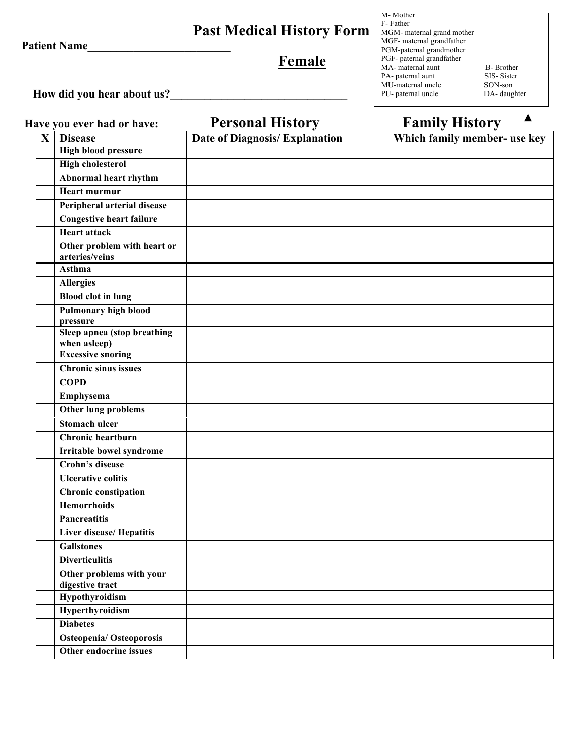# Past Medical History Form

## Female

**Patient Name**_________________________

**How did you hear about us?**_______________________________

M- Mother
F- Father
MGM- maternal grand mother
MGF- maternal grandfather
PGM-paternal grandmother
PGF- paternal grandfather
MA- maternal aunt
PA- paternal aunt
MU-maternal uncle
PU- paternal uncle
B- Brother
SIS- Sister
SON-son
DA- daughter

**Have you ever had or have:**

| | | Personal History | Family History |
|---|---|---|---|
| **X** | **Disease** | **Date of Diagnosis/ Explanation** | **Which family member- use key** |
| | **High blood pressure** | | |
| | **High cholesterol** | | |
| | **Abnormal heart rhythm** | | |
| | **Heart murmur** | | |
| | **Peripheral arterial disease** | | |
| | **Congestive heart failure** | | |
| | **Heart attack** | | |
| | **Other problem with heart or arteries/veins** | | |
| | **Asthma** | | |
| | **Allergies** | | |
| | **Blood clot in lung** | | |
| | **Pulmonary high blood pressure** | | |
| | **Sleep apnea (stop breathing when asleep)** | | |
| | **Excessive snoring** | | |
| | **Chronic sinus issues** | | |
| | **COPD** | | |
| | **Emphysema** | | |
| | **Other lung problems** | | |
| | **Stomach ulcer** | | |
| | **Chronic heartburn** | | |
| | **Irritable bowel syndrome** | | |
| | **Crohn's disease** | | |
| | **Ulcerative colitis** | | |
| | **Chronic constipation** | | |
| | **Hemorrhoids** | | |
| | **Pancreatitis** | | |
| | **Liver disease/ Hepatitis** | | |
| | **Gallstones** | | |
| | **Diverticulitis** | | |
| | **Other problems with your digestive tract** | | |
| | **Hypothyroidism** | | |
| | **Hyperthyroidism** | | |
| | **Diabetes** | | |
| | **Osteopenia/ Osteoporosis** | | |
| | **Other endocrine issues** | | |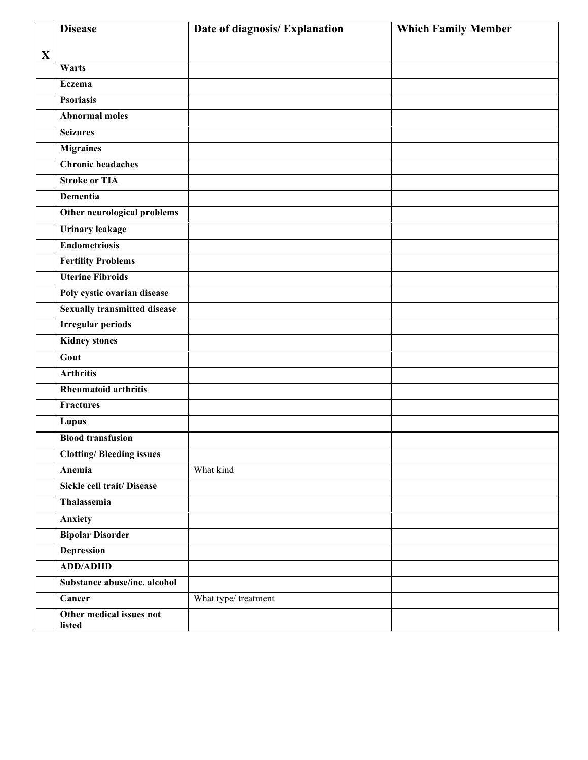| X | Disease | Date of diagnosis/ Explanation | Which Family Member |
|---|---|---|---|
| | **Warts** | | |
| | **Eczema** | | |
| | **Psoriasis** | | |
| | **Abnormal moles** | | |
| | **Seizures** | | |
| | **Migraines** | | |
| | **Chronic headaches** | | |
| | **Stroke or TIA** | | |
| | **Dementia** | | |
| | **Other neurological problems** | | |
| | **Urinary leakage** | | |
| | **Endometriosis** | | |
| | **Fertility Problems** | | |
| | **Uterine Fibroids** | | |
| | **Poly cystic ovarian disease** | | |
| | **Sexually transmitted disease** | | |
| | **Irregular periods** | | |
| | **Kidney stones** | | |
| | **Gout** | | |
| | **Arthritis** | | |
| | **Rheumatoid arthritis** | | |
| | **Fractures** | | |
| | **Lupus** | | |
| | **Blood transfusion** | | |
| | **Clotting/ Bleeding issues** | | |
| | **Anemia** | What kind | |
| | **Sickle cell trait/ Disease** | | |
| | **Thalassemia** | | |
| | **Anxiety** | | |
| | **Bipolar Disorder** | | |
| | **Depression** | | |
| | **ADD/ADHD** | | |
| | **Substance abuse/inc. alcohol** | | |
| | **Cancer** | What type/ treatment | |
| | **Other medical issues not listed** | | |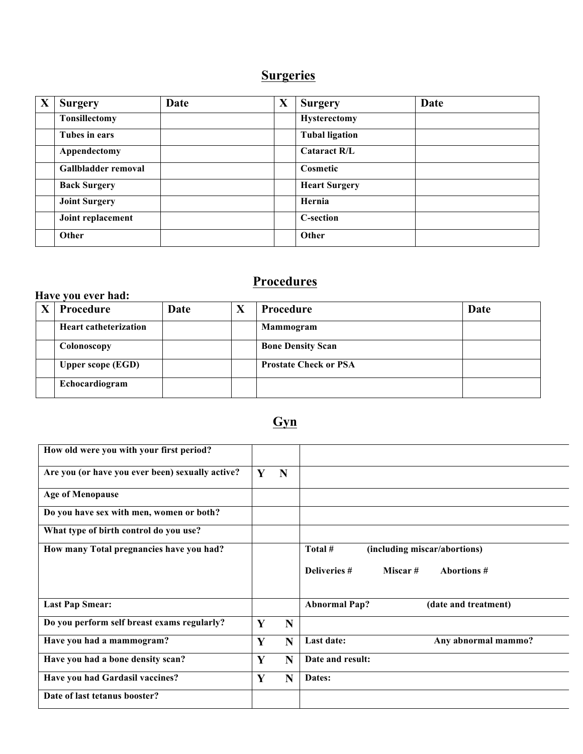## Surgeries

| X | Surgery | Date | X | Surgery | Date |
|---|---|---|---|---|---|
| | **Tonsillectomy** | | | **Hysterectomy** | |
| | **Tubes in ears** | | | **Tubal ligation** | |
| | **Appendectomy** | | | **Cataract R/L** | |
| | **Gallbladder removal** | | | **Cosmetic** | |
| | **Back Surgery** | | | **Heart Surgery** | |
| | **Joint Surgery** | | | **Hernia** | |
| | **Joint replacement** | | | **C-section** | |
| | **Other** | | | **Other** | |

## Procedures

**Have you ever had:**

| X | Procedure | Date | X | Procedure | Date |
|---|---|---|---|---|---|
| | **Heart catheterization** | | | **Mammogram** | |
| | **Colonoscopy** | | | **Bone Density Scan** | |
| | **Upper scope (EGD)** | | | **Prostate Check or PSA** | |
| | **Echocardiogram** | | | | |

## Gyn

| | | |
|---|---|---|
| **How old were you with your first period?** | | |
| **Are you (or have you ever been) sexually active?** | **Y N** | |
| **Age of Menopause** | | |
| **Do you have sex with men, women or both?** | | |
| **What type of birth control do you use?** | | |
| **How many Total pregnancies have you had?** | | **Total # (including miscar/abortions)** <br> **Deliveries # Miscar # Abortions #** |
| **Last Pap Smear:** | | **Abnormal Pap? (date and treatment)** |
| **Do you perform self breast exams regularly?** | **Y N** | |
| **Have you had a mammogram?** | **Y N** | **Last date: Any abnormal mammo?** |
| **Have you had a bone density scan?** | **Y N** | **Date and result:** |
| **Have you had Gardasil vaccines?** | **Y N** | **Dates:** |
| **Date of last tetanus booster?** | | |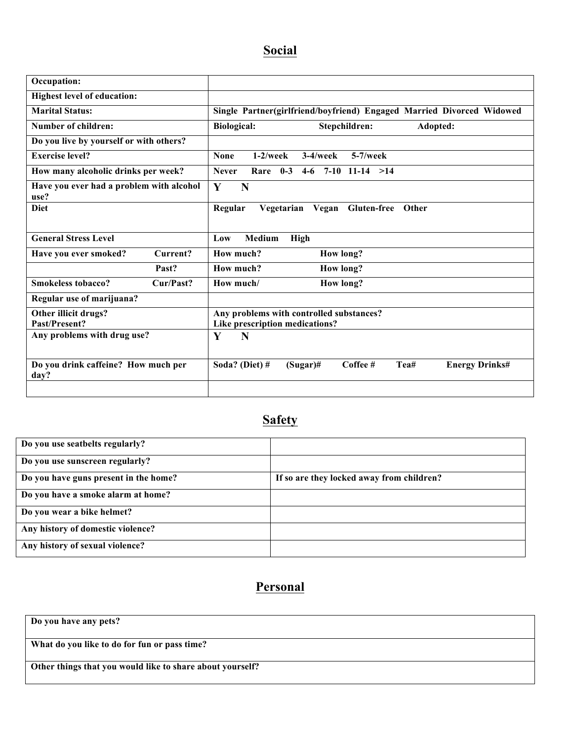## Social

| Occupation: | |
|---|---|
| Highest level of education: | |
| Marital Status: | Single Partner(girlfriend/boyfriend) Engaged Married Divorced Widowed |
| Number of children: | Biological: Stepchildren: Adopted: |
| Do you live by yourself or with others? | |
| Exercise level? | None 1-2/week 3-4/week 5-7/week |
| How many alcoholic drinks per week? | Never Rare 0-3 4-6 7-10 11-14 >14 |
| Have you ever had a problem with alcohol use? | Y N |
| Diet | Regular Vegetarian Vegan Gluten-free Other |
| General Stress Level | Low Medium High |
| Have you ever smoked? Current? | How much? How long? |
| Past? | How much? How long? |
| Smokeless tobacco? Cur/Past? | How much/ How long? |
| Regular use of marijuana? | |
| Other illicit drugs? Past/Present? | Any problems with controlled substances? Like prescription medications? |
| Any problems with drug use? | Y N |
| Do you drink caffeine? How much per day? | Soda? (Diet) # (Sugar)# Coffee # Tea# Energy Drinks# |
| | |

## Safety

| Do you use seatbelts regularly? | |
|---|---|
| Do you use sunscreen regularly? | |
| Do you have guns present in the home? | If so are they locked away from children? |
| Do you have a smoke alarm at home? | |
| Do you wear a bike helmet? | |
| Any history of domestic violence? | |
| Any history of sexual violence? | |

## Personal

| Do you have any pets? |
|---|
| What do you like to do for fun or pass time? |
| Other things that you would like to share about yourself? |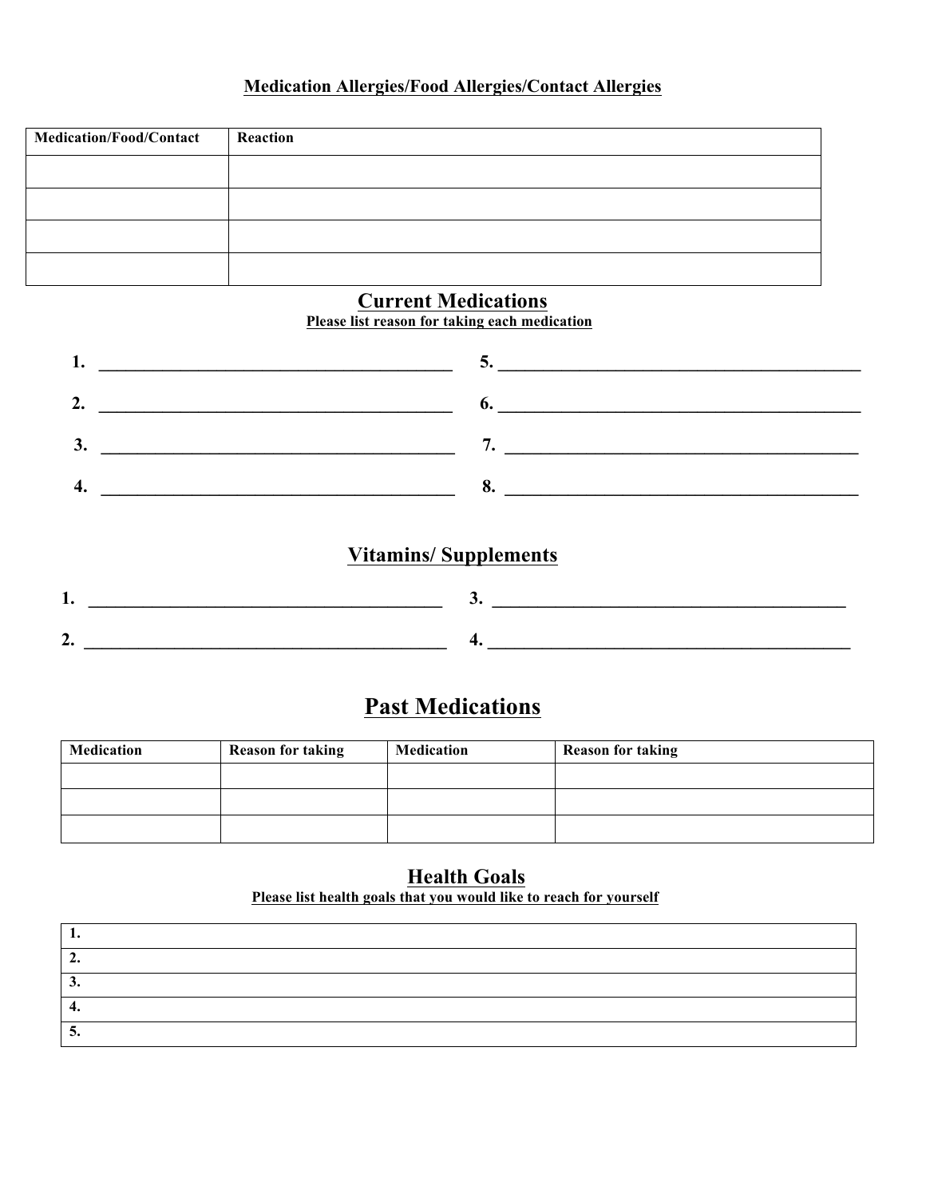**Medication Allergies/Food Allergies/Contact Allergies**

| Medication/Food/Contact | Reaction |
|---|---|
| | |
| | |
| | |
| | |

## Current Medications

**Please list reason for taking each medication**

1. ________________________________________
2. ________________________________________
3. ________________________________________
4. ________________________________________
5. ________________________________________
6. ________________________________________
7. ________________________________________
8. ________________________________________

## Vitamins/ Supplements

1. ________________________________________
2. ________________________________________
3. ________________________________________
4. ________________________________________

# Past Medications

| Medication | Reason for taking | Medication | Reason for taking |
|---|---|---|---|
| | | | |
| | | | |
| | | | |

## Health Goals

**Please list health goals that you would like to reach for yourself**

| |
|---|
| 1. |
| 2. |
| 3. |
| 4. |
| 5. |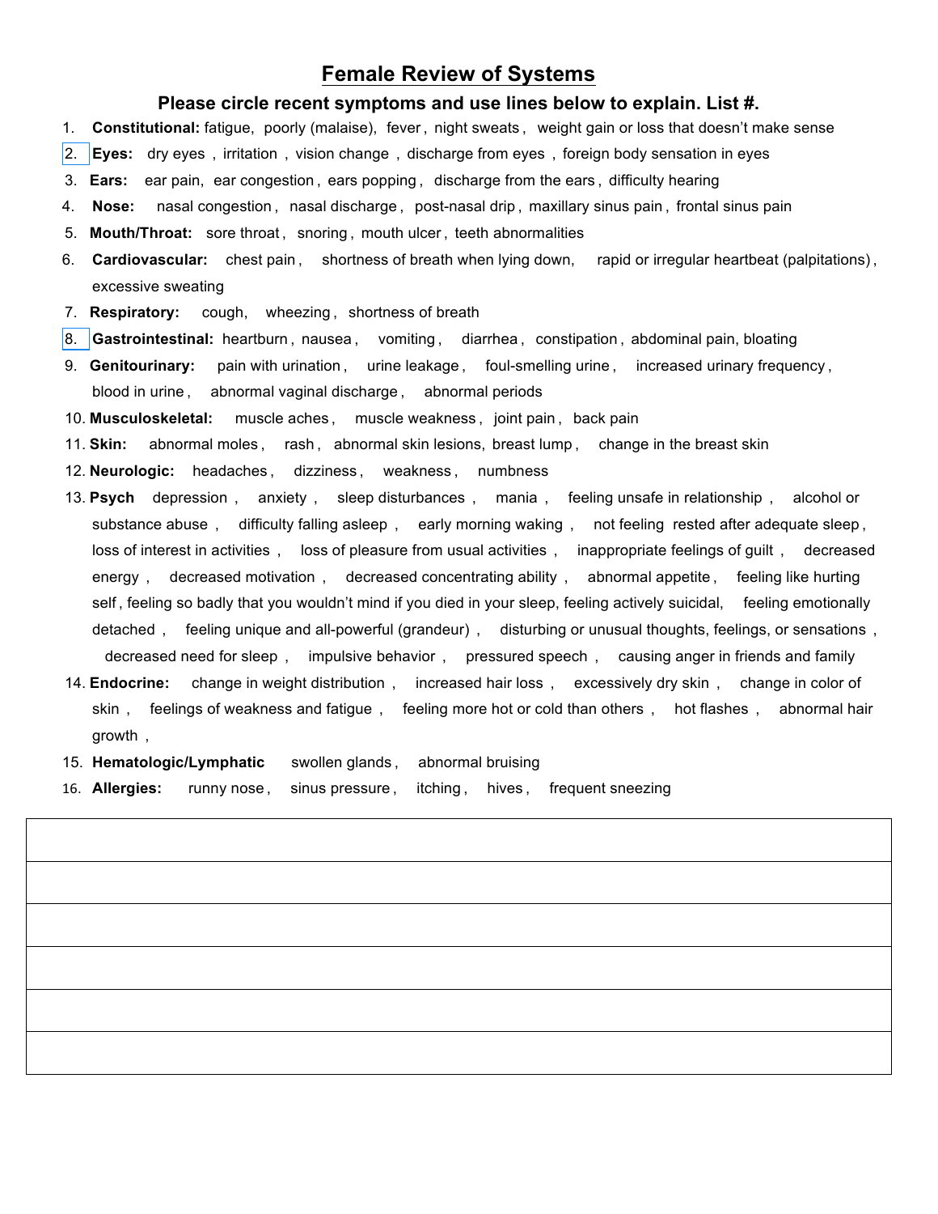# Female Review of Systems

**Please circle recent symptoms and use lines below to explain. List #.**

1. **Constitutional:** fatigue, poorly (malaise), fever, night sweats, weight gain or loss that doesn't make sense
2. **Eyes:** dry eyes, irritation, vision change, discharge from eyes, foreign body sensation in eyes
3. **Ears:** ear pain, ear congestion, ears popping, discharge from the ears, difficulty hearing
4. **Nose:** nasal congestion, nasal discharge, post-nasal drip, maxillary sinus pain, frontal sinus pain
5. **Mouth/Throat:** sore throat, snoring, mouth ulcer, teeth abnormalities
6. **Cardiovascular:** chest pain, shortness of breath when lying down, rapid or irregular heartbeat (palpitations), excessive sweating
7. **Respiratory:** cough, wheezing, shortness of breath
8. **Gastrointestinal:** heartburn, nausea, vomiting, diarrhea, constipation, abdominal pain, bloating
9. **Genitourinary:** pain with urination, urine leakage, foul-smelling urine, increased urinary frequency, blood in urine, abnormal vaginal discharge, abnormal periods
10. **Musculoskeletal:** muscle aches, muscle weakness, joint pain, back pain
11. **Skin:** abnormal moles, rash, abnormal skin lesions, breast lump, change in the breast skin
12. **Neurologic:** headaches, dizziness, weakness, numbness
13. **Psych** depression, anxiety, sleep disturbances, mania, feeling unsafe in relationship, alcohol or substance abuse, difficulty falling asleep, early morning waking, not feeling rested after adequate sleep, loss of interest in activities, loss of pleasure from usual activities, inappropriate feelings of guilt, decreased energy, decreased motivation, decreased concentrating ability, abnormal appetite, feeling like hurting self, feeling so badly that you wouldn't mind if you died in your sleep, feeling actively suicidal, feeling emotionally detached, feeling unique and all-powerful (grandeur), disturbing or unusual thoughts, feelings, or sensations, decreased need for sleep, impulsive behavior, pressured speech, causing anger in friends and family
14. **Endocrine:** change in weight distribution, increased hair loss, excessively dry skin, change in color of skin, feelings of weakness and fatigue, feeling more hot or cold than others, hot flashes, abnormal hair growth,
15. **Hematologic/Lymphatic** swollen glands, abnormal bruising
16. **Allergies:** runny nose, sinus pressure, itching, hives, frequent sneezing

| |
|---|
| |
| |
| |
| |
| |
| |